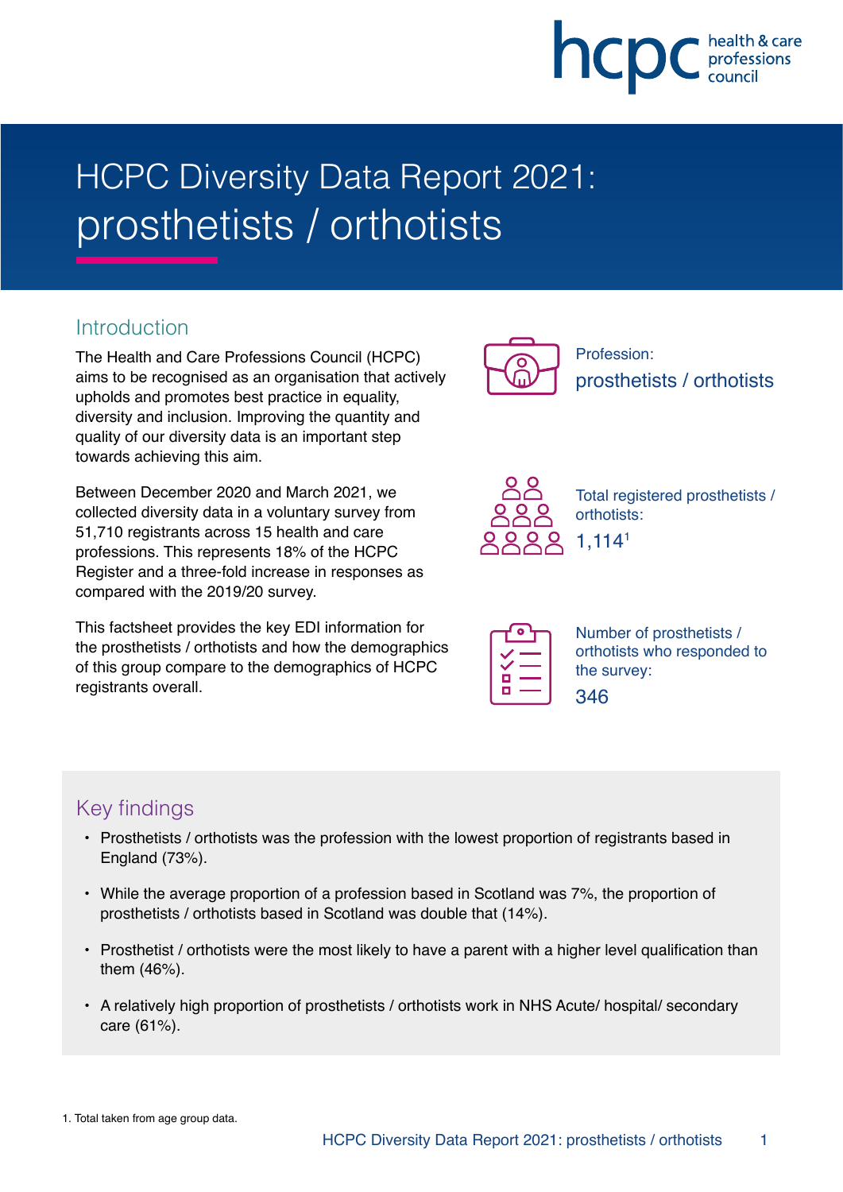# HCPC Diversity Data Report 2021: prosthetists / orthotists

## Introduction

The Health and Care Professions Council (HCPC) aims to be recognised as an organisation that actively upholds and promotes best practice in equality, diversity and inclusion. Improving the quantity and quality of our diversity data is an important step towards achieving this aim.

Between December 2020 and March 2021, we collected diversity data in a voluntary survey from 51,710 registrants across 15 health and care professions. This represents 18% of the HCPC Register and a three-fold increase in responses as compared with the 2019/20 survey.

This factsheet provides the key EDI information for the prosthetists / orthotists and how the demographics of this group compare to the demographics of HCPC registrants overall.

Profession:
prosthetists / orthotists

Total registered prosthetists / orthotists:
1,114[1]

Number of prosthetists / orthotists who responded to the survey:
346

## Key findings

- Prosthetists / orthotists was the profession with the lowest proportion of registrants based in England (73%).
- While the average proportion of a profession based in Scotland was 7%, the proportion of prosthetists / orthotists based in Scotland was double that (14%).
- Prosthetist / orthotists were the most likely to have a parent with a higher level qualification than them (46%).
- A relatively high proportion of prosthetists / orthotists work in NHS Acute/ hospital/ secondary care (61%).

1. Total taken from age group data.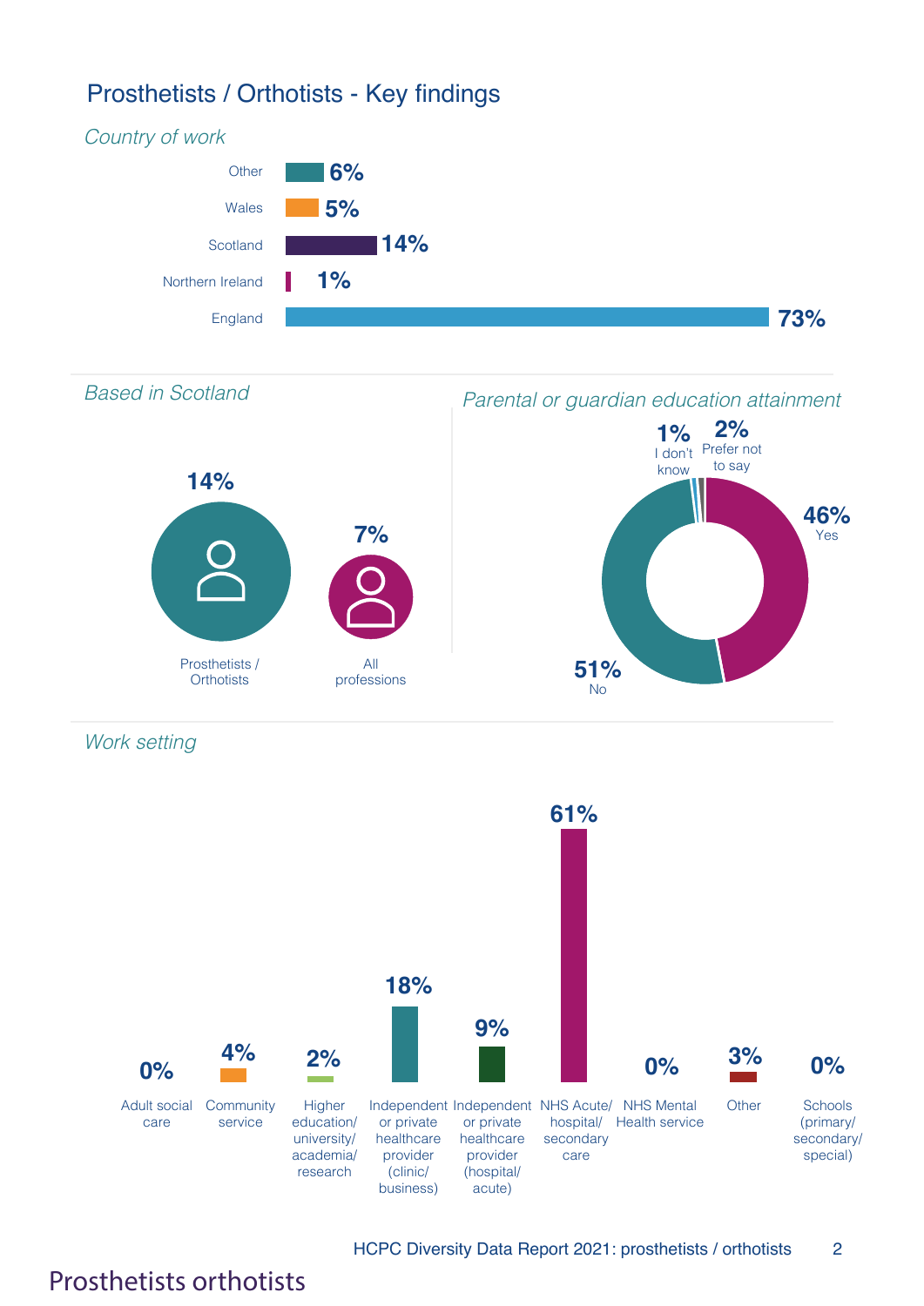# Prosthetists / Orthotists - Key findings

*Country of work*

| Country | % |
|---|---|
| Other | 6% |
| Wales | 5% |
| Scotland | 14% |
| Northern Ireland | 1% |
| England | 73% |

*Based in Scotland*

| Group | % |
|---|---|
| Prosthetists / Orthotists | 14% |
| All professions | 7% |

*Parental or guardian education attainment*

| Response | % |
|---|---|
| Yes | 46% |
| No | 51% |
| I don't know | 1% |
| Prefer not to say | 2% |

*Work setting*

| Work setting | % |
|---|---|
| Adult social care | 0% |
| Community service | 4% |
| Higher education/ university/ academia/ research | 2% |
| Independent or private healthcare provider (clinic/ business) | 18% |
| Independent or private healthcare provider (hospital/ acute) | 9% |
| NHS Acute/ hospital/ secondary care | 61% |
| NHS Mental Health service | 0% |
| Other | 3% |
| Schools (primary/ secondary/ special) | 0% |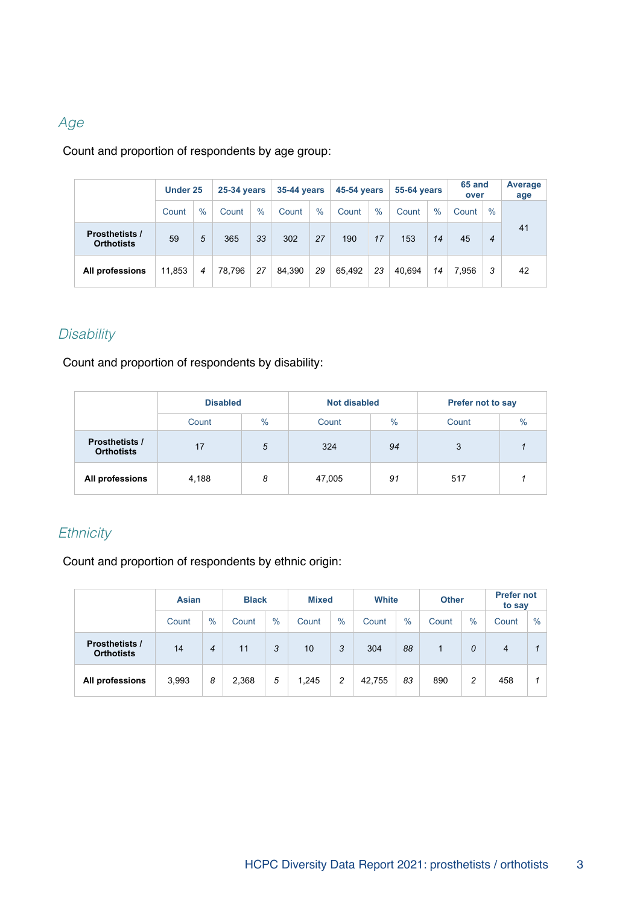## *Age*

Count and proportion of respondents by age group:

| | Under 25 | | 25-34 years | | 35-44 years | | 45-54 years | | 55-64 years | | 65 and over | | Average age |
|---|---|---|---|---|---|---|---|---|---|---|---|---|---|
| | Count | % | Count | % | Count | % | Count | % | Count | % | Count | % | |
| **Prosthetists / Orthotists** | 59 | *5* | 365 | *33* | 302 | *27* | 190 | *17* | 153 | *14* | 45 | *4* | 41 |
| **All professions** | 11,853 | *4* | 78,796 | *27* | 84,390 | *29* | 65,492 | *23* | 40,694 | *14* | 7,956 | *3* | 42 |

## *Disability*

Count and proportion of respondents by disability:

| | Disabled | | Not disabled | | Prefer not to say | |
|---|---|---|---|---|---|---|
| | Count | % | Count | % | Count | % |
| **Prosthetists / Orthotists** | 17 | *5* | 324 | *94* | 3 | *1* |
| **All professions** | 4,188 | *8* | 47,005 | *91* | 517 | *1* |

## *Ethnicity*

Count and proportion of respondents by ethnic origin:

| | Asian | | Black | | Mixed | | White | | Other | | Prefer not to say | |
|---|---|---|---|---|---|---|---|---|---|---|---|---|
| | Count | % | Count | % | Count | % | Count | % | Count | % | Count | % |
| **Prosthetists / Orthotists** | 14 | *4* | 11 | *3* | 10 | *3* | 304 | *88* | 1 | *0* | 4 | *1* |
| **All professions** | 3,993 | *8* | 2,368 | *5* | 1,245 | *2* | 42,755 | *83* | 890 | *2* | 458 | *1* |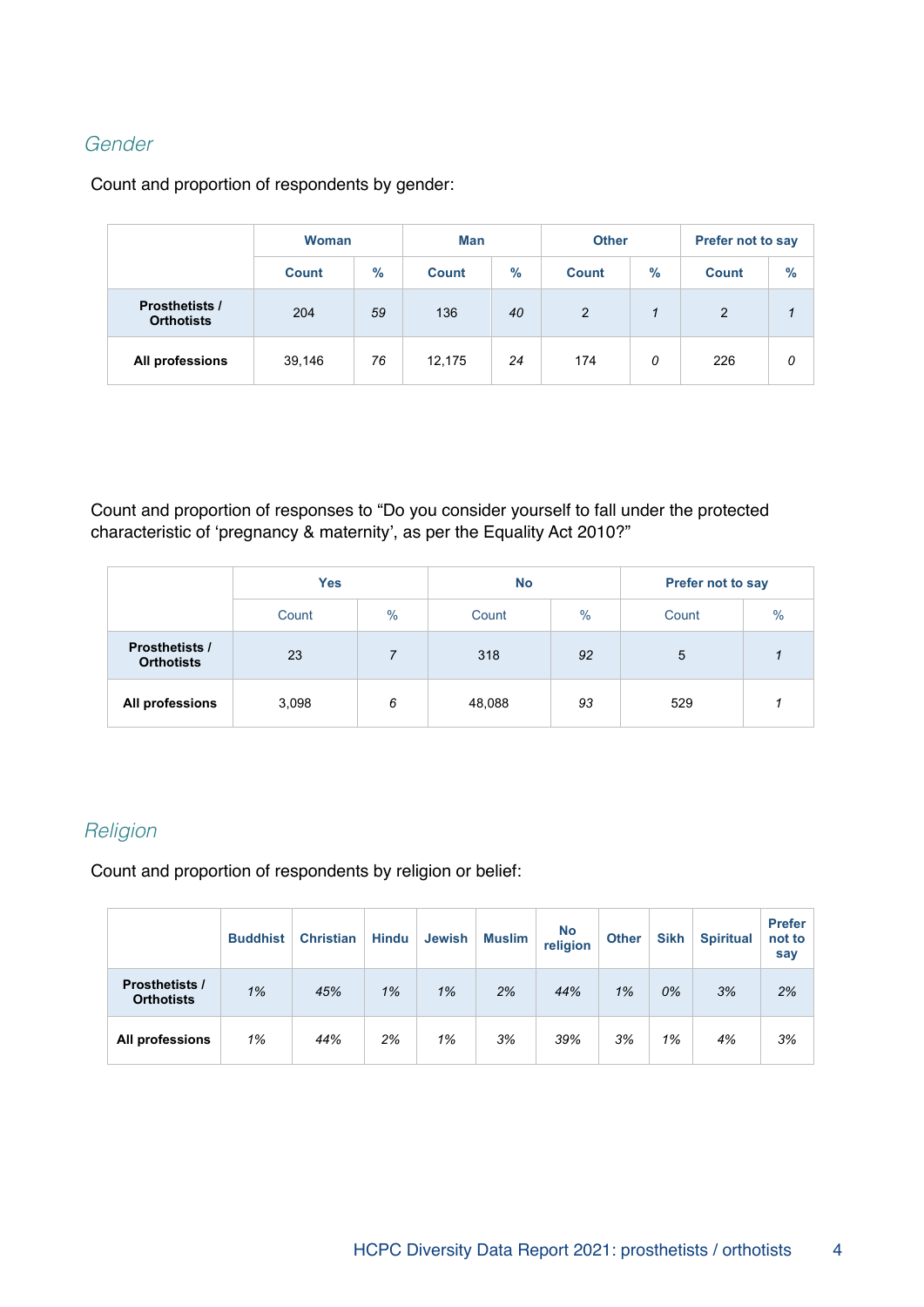## *Gender*

Count and proportion of respondents by gender:

| | Woman | | Man | | Other | | Prefer not to say | |
|---|---|---|---|---|---|---|---|---|
| | Count | % | Count | % | Count | % | Count | % |
| **Prosthetists / Orthotists** | 204 | *59* | 136 | *40* | 2 | *1* | 2 | *1* |
| **All professions** | 39,146 | *76* | 12,175 | *24* | 174 | *0* | 226 | *0* |

Count and proportion of responses to “Do you consider yourself to fall under the protected characteristic of ‘pregnancy & maternity’, as per the Equality Act 2010?”

| | Yes | | No | | Prefer not to say | |
|---|---|---|---|---|---|---|
| | Count | % | Count | % | Count | % |
| **Prosthetists / Orthotists** | 23 | *7* | 318 | *92* | 5 | *1* |
| **All professions** | 3,098 | *6* | 48,088 | *93* | 529 | *1* |

## *Religion*

Count and proportion of respondents by religion or belief:

| | Buddhist | Christian | Hindu | Jewish | Muslim | No religion | Other | Sikh | Spiritual | Prefer not to say |
|---|---|---|---|---|---|---|---|---|---|---|
| **Prosthetists / Orthotists** | *1%* | *45%* | *1%* | *1%* | *2%* | *44%* | *1%* | *0%* | *3%* | *2%* |
| **All professions** | *1%* | *44%* | *2%* | *1%* | *3%* | *39%* | *3%* | *1%* | *4%* | *3%* |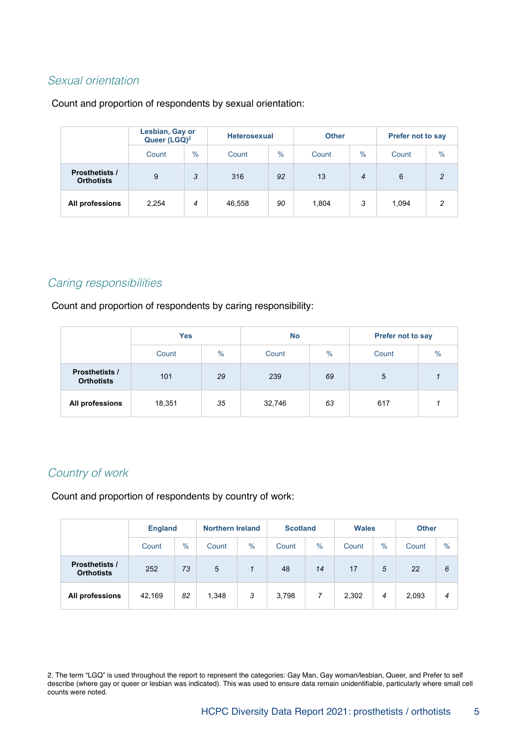## *Sexual orientation*

Count and proportion of respondents by sexual orientation:

| | Lesbian, Gay or Queer (LGQ)[2] | | Heterosexual | | Other | | Prefer not to say | |
|---|---|---|---|---|---|---|---|---|
| | Count | % | Count | % | Count | % | Count | % |
| **Prosthetists / Orthotists** | 9 | *3* | 316 | *92* | 13 | *4* | 6 | *2* |
| **All professions** | 2,254 | *4* | 46,558 | *90* | 1,804 | *3* | 1,094 | *2* |

## *Caring responsibilities*

Count and proportion of respondents by caring responsibility:

| | Yes | | No | | Prefer not to say | |
|---|---|---|---|---|---|---|
| | Count | % | Count | % | Count | % |
| **Prosthetists / Orthotists** | 101 | *29* | 239 | *69* | 5 | *1* |
| **All professions** | 18,351 | *35* | 32,746 | *63* | 617 | *1* |

## *Country of work*

Count and proportion of respondents by country of work:

| | England | | Northern Ireland | | Scotland | | Wales | | Other | |
|---|---|---|---|---|---|---|---|---|---|---|
| | Count | % | Count | % | Count | % | Count | % | Count | % |
| **Prosthetists / Orthotists** | 252 | *73* | 5 | *1* | 48 | *14* | 17 | *5* | 22 | *6* |
| **All professions** | 42,169 | *82* | 1,348 | *3* | 3,798 | *7* | 2,302 | *4* | 2,093 | *4* |

2. The term “LGQ” is used throughout the report to represent the categories: Gay Man, Gay woman/lesbian, Queer, and Prefer to self describe (where gay or queer or lesbian was indicated). This was used to ensure data remain unidentifiable, particularly where small cell counts were noted.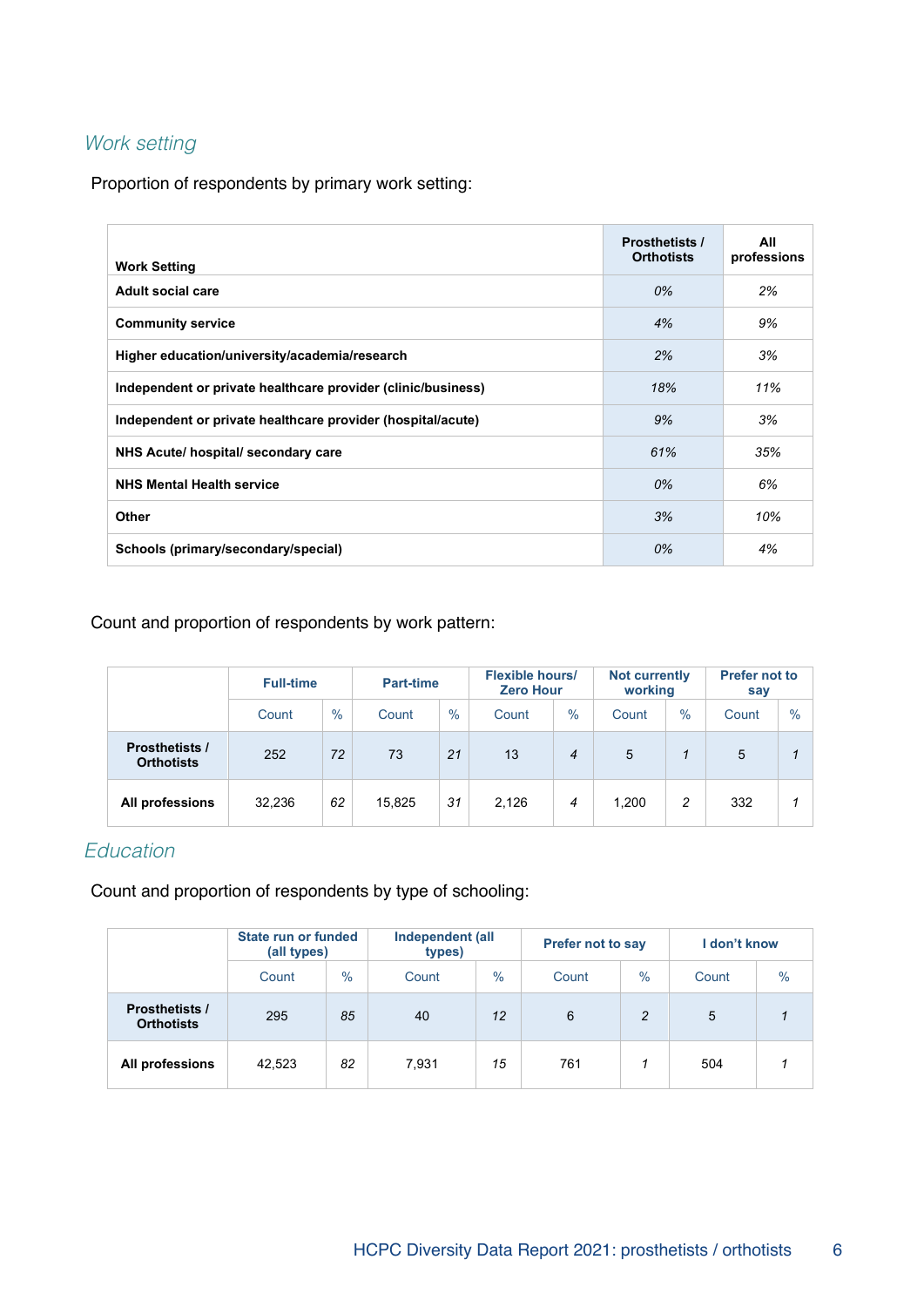## *Work setting*

Proportion of respondents by primary work setting:

| Work Setting | Prosthetists / Orthotists | All professions |
|---|---|---|
| Adult social care | *0%* | *2%* |
| Community service | *4%* | *9%* |
| Higher education/university/academia/research | *2%* | *3%* |
| Independent or private healthcare provider (clinic/business) | *18%* | *11%* |
| Independent or private healthcare provider (hospital/acute) | *9%* | *3%* |
| NHS Acute/ hospital/ secondary care | *61%* | *35%* |
| NHS Mental Health service | *0%* | *6%* |
| Other | *3%* | *10%* |
| Schools (primary/secondary/special) | *0%* | *4%* |

Count and proportion of respondents by work pattern:

| | Full-time | | Part-time | | Flexible hours/ Zero Hour | | Not currently working | | Prefer not to say | |
|---|---|---|---|---|---|---|---|---|---|---|
| | Count | % | Count | % | Count | % | Count | % | Count | % |
| Prosthetists / Orthotists | 252 | *72* | 73 | *21* | 13 | *4* | 5 | *1* | 5 | *1* |
| All professions | 32,236 | *62* | 15,825 | *31* | 2,126 | *4* | 1,200 | *2* | 332 | *1* |

## *Education*

Count and proportion of respondents by type of schooling:

| | State run or funded (all types) | | Independent (all types) | | Prefer not to say | | I don't know | |
|---|---|---|---|---|---|---|---|---|
| | Count | % | Count | % | Count | % | Count | % |
| Prosthetists / Orthotists | 295 | *85* | 40 | *12* | 6 | *2* | 5 | *1* |
| All professions | 42,523 | *82* | 7,931 | *15* | 761 | *1* | 504 | *1* |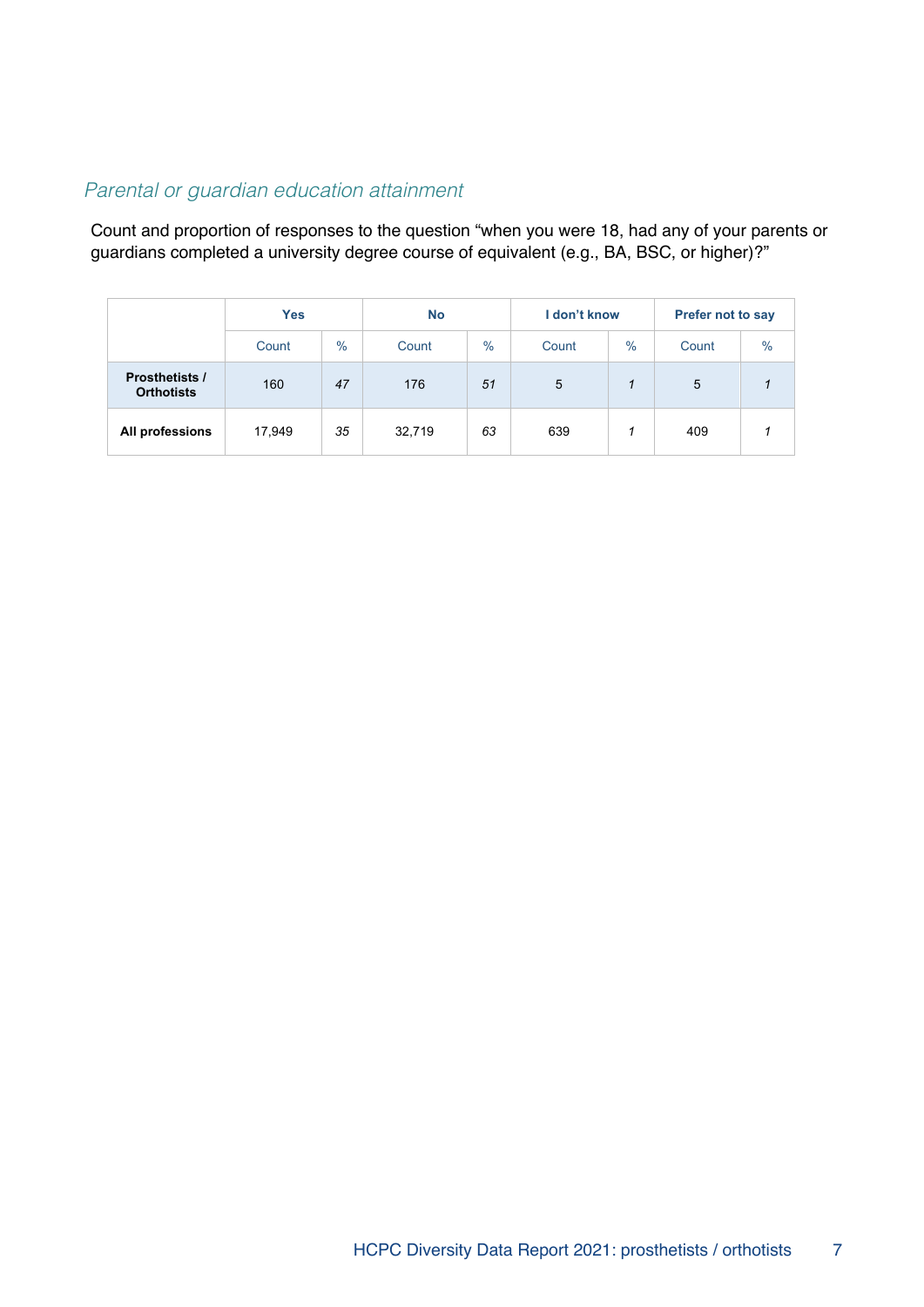## *Parental or guardian education attainment*

Count and proportion of responses to the question "when you were 18, had any of your parents or guardians completed a university degree course of equivalent (e.g., BA, BSC, or higher)?"

| | Yes | | No | | I don't know | | Prefer not to say | |
|---|---|---|---|---|---|---|---|---|
| | Count | % | Count | % | Count | % | Count | % |
| **Prosthetists / Orthotists** | 160 | *47* | 176 | *51* | 5 | *1* | 5 | *1* |
| **All professions** | 17,949 | *35* | 32,719 | *63* | 639 | *1* | 409 | *1* |